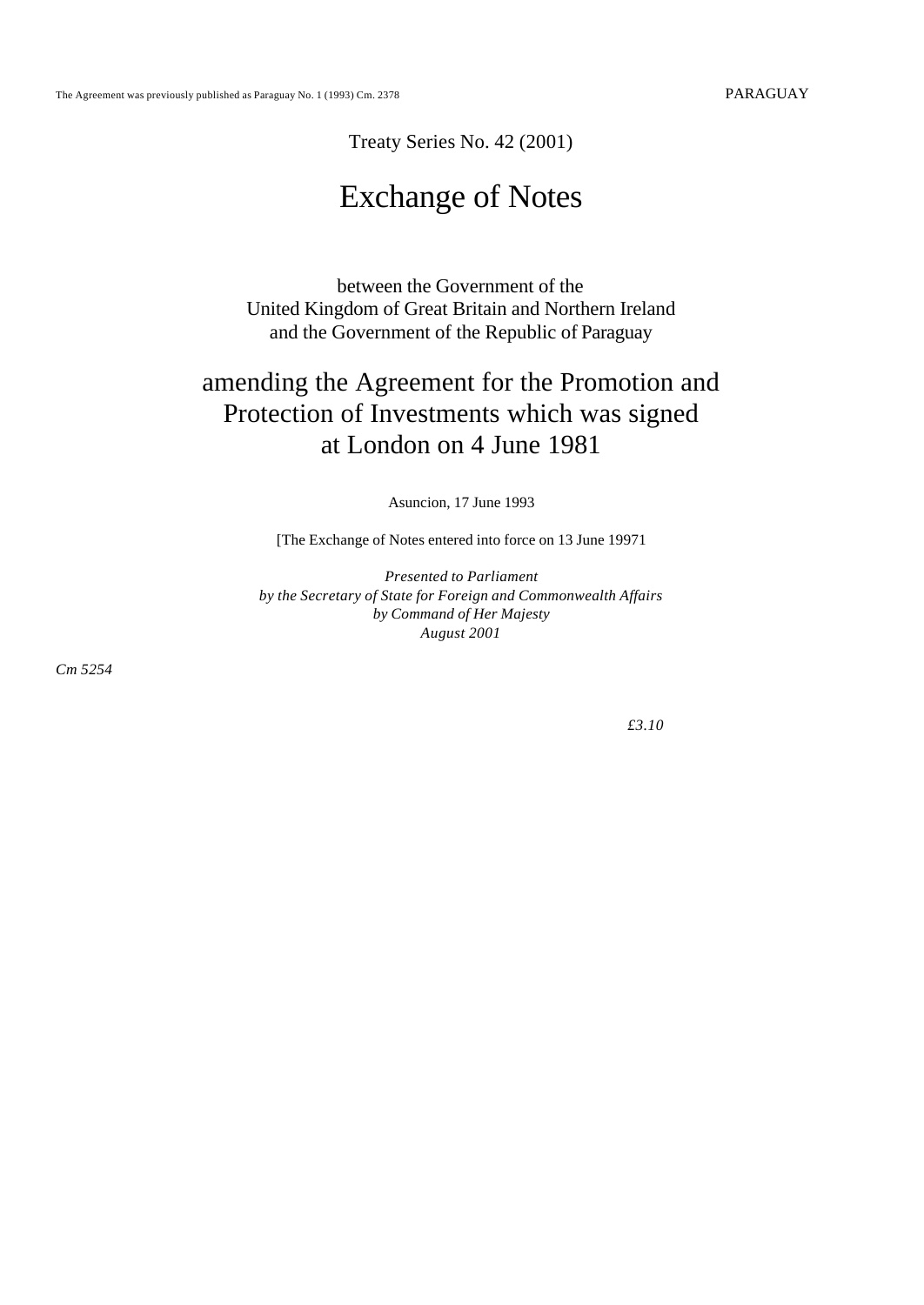The Agreement was previously published as Paraguay No. 1 (1993) Cm. 2378

PARAGUAY

Treaty Series No. 42 (2001)

# Exchange of Notes

between the Government of the
United Kingdom of Great Britain and Northern Ireland
and the Government of the Republic of Paraguay

## amending the Agreement for the Promotion and Protection of Investments which was signed at London on 4 June 1981

Asuncion, 17 June 1993

[The Exchange of Notes entered into force on 13 June 19971

*Presented to Parliament*
*by the Secretary of State for Foreign and Commonwealth Affairs*
*by Command of Her Majesty*
*August 2001*

*Cm 5254*

*£3.10*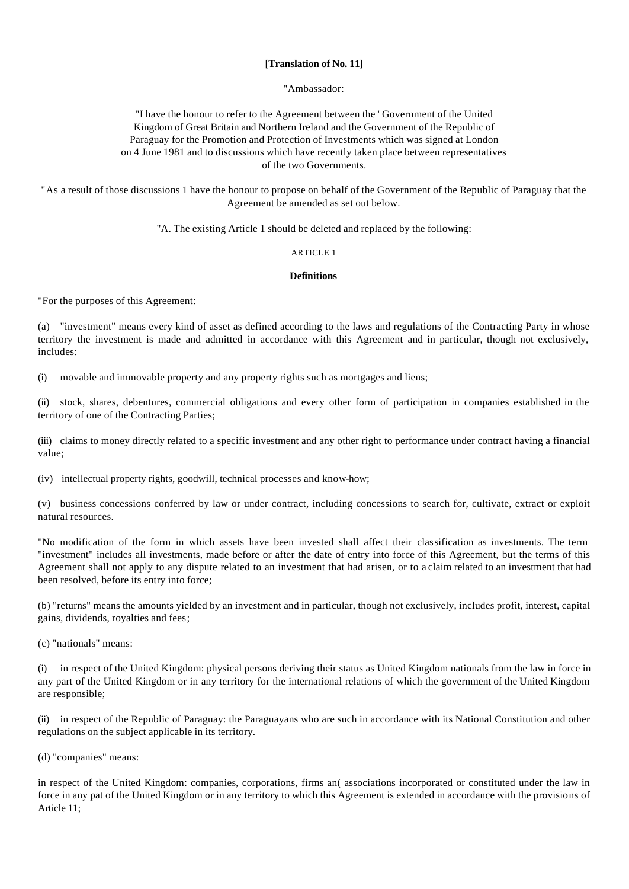**[Translation of No. 11]**

"Ambassador:

"I have the honour to refer to the Agreement between the ' Government of the United Kingdom of Great Britain and Northern Ireland and the Government of the Republic of Paraguay for the Promotion and Protection of Investments which was signed at London on 4 June 1981 and to discussions which have recently taken place between representatives of the two Governments.

"As a result of those discussions 1 have the honour to propose on behalf of the Government of the Republic of Paraguay that the Agreement be amended as set out below.

"A. The existing Article 1 should be deleted and replaced by the following:

ARTICLE 1

**Definitions**

"For the purposes of this Agreement:

(a) "investment" means every kind of asset as defined according to the laws and regulations of the Contracting Party in whose territory the investment is made and admitted in accordance with this Agreement and in particular, though not exclusively, includes:

(i) movable and immovable property and any property rights such as mortgages and liens;

(ii) stock, shares, debentures, commercial obligations and every other form of participation in companies established in the territory of one of the Contracting Parties;

(iii) claims to money directly related to a specific investment and any other right to performance under contract having a financial value;

(iv) intellectual property rights, goodwill, technical processes and know-how;

(v) business concessions conferred by law or under contract, including concessions to search for, cultivate, extract or exploit natural resources.

"No modification of the form in which assets have been invested shall affect their classification as investments. The term "investment" includes all investments, made before or after the date of entry into force of this Agreement, but the terms of this Agreement shall not apply to any dispute related to an investment that had arisen, or to a claim related to an investment that had been resolved, before its entry into force;

(b) "returns" means the amounts yielded by an investment and in particular, though not exclusively, includes profit, interest, capital gains, dividends, royalties and fees;

(c) "nationals" means:

(i) in respect of the United Kingdom: physical persons deriving their status as United Kingdom nationals from the law in force in any part of the United Kingdom or in any territory for the international relations of which the government of the United Kingdom are responsible;

(ii) in respect of the Republic of Paraguay: the Paraguayans who are such in accordance with its National Constitution and other regulations on the subject applicable in its territory.

(d) "companies" means:

in respect of the United Kingdom: companies, corporations, firms an( associations incorporated or constituted under the law in force in any pat of the United Kingdom or in any territory to which this Agreement is extended in accordance with the provisions of Article 11;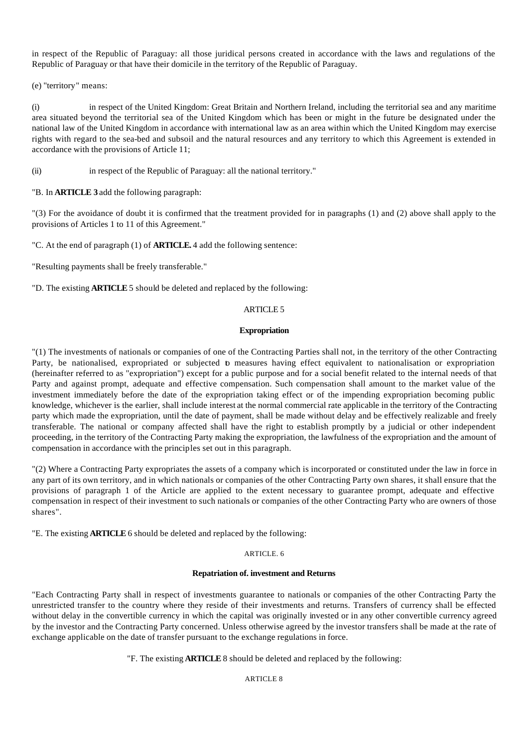in respect of the Republic of Paraguay: all those juridical persons created in accordance with the laws and regulations of the Republic of Paraguay or that have their domicile in the territory of the Republic of Paraguay.

(e) "territory" means:

(i) in respect of the United Kingdom: Great Britain and Northern Ireland, including the territorial sea and any maritime area situated beyond the territorial sea of the United Kingdom which has been or might in the future be designated under the national law of the United Kingdom in accordance with international law as an area within which the United Kingdom may exercise rights with regard to the sea-bed and subsoil and the natural resources and any territory to which this Agreement is extended in accordance with the provisions of Article 11;

(ii) in respect of the Republic of Paraguay: all the national territory."

"B. In **ARTICLE 3** add the following paragraph:

"(3) For the avoidance of doubt it is confirmed that the treatment provided for in paragraphs (1) and (2) above shall apply to the provisions of Articles 1 to 11 of this Agreement."

"C. At the end of paragraph (1) of **ARTICLE.** 4 add the following sentence:

"Resulting payments shall be freely transferable."

"D. The existing **ARTICLE** 5 should be deleted and replaced by the following:

ARTICLE 5

**Expropriation**

"(1) The investments of nationals or companies of one of the Contracting Parties shall not, in the territory of the other Contracting Party, be nationalised, expropriated or subjected to measures having effect equivalent to nationalisation or expropriation (hereinafter referred to as "expropriation") except for a public purpose and for a social benefit related to the internal needs of that Party and against prompt, adequate and effective compensation. Such compensation shall amount to the market value of the investment immediately before the date of the expropriation taking effect or of the impending expropriation becoming public knowledge, whichever is the earlier, shall include interest at the normal commercial rate applicable in the territory of the Contracting party which made the expropriation, until the date of payment, shall be made without delay and be effectively realizable and freely transferable. The national or company affected shall have the right to establish promptly by a judicial or other independent proceeding, in the territory of the Contracting Party making the expropriation, the lawfulness of the expropriation and the amount of compensation in accordance with the principles set out in this paragraph.

"(2) Where a Contracting Party expropriates the assets of a company which is incorporated or constituted under the law in force in any part of its own territory, and in which nationals or companies of the other Contracting Party own shares, it shall ensure that the provisions of paragraph 1 of the Article are applied to the extent necessary to guarantee prompt, adequate and effective compensation in respect of their investment to such nationals or companies of the other Contracting Party who are owners of those shares".

"E. The existing **ARTICLE** 6 should be deleted and replaced by the following:

ARTICLE. 6

**Repatriation of. investment and Returns**

"Each Contracting Party shall in respect of investments guarantee to nationals or companies of the other Contracting Party the unrestricted transfer to the country where they reside of their investments and returns. Transfers of currency shall be effected without delay in the convertible currency in which the capital was originally invested or in any other convertible currency agreed by the investor and the Contracting Party concerned. Unless otherwise agreed by the investor transfers shall be made at the rate of exchange applicable on the date of transfer pursuant to the exchange regulations in force.

"F. The existing **ARTICLE** 8 should be deleted and replaced by the following:

ARTICLE 8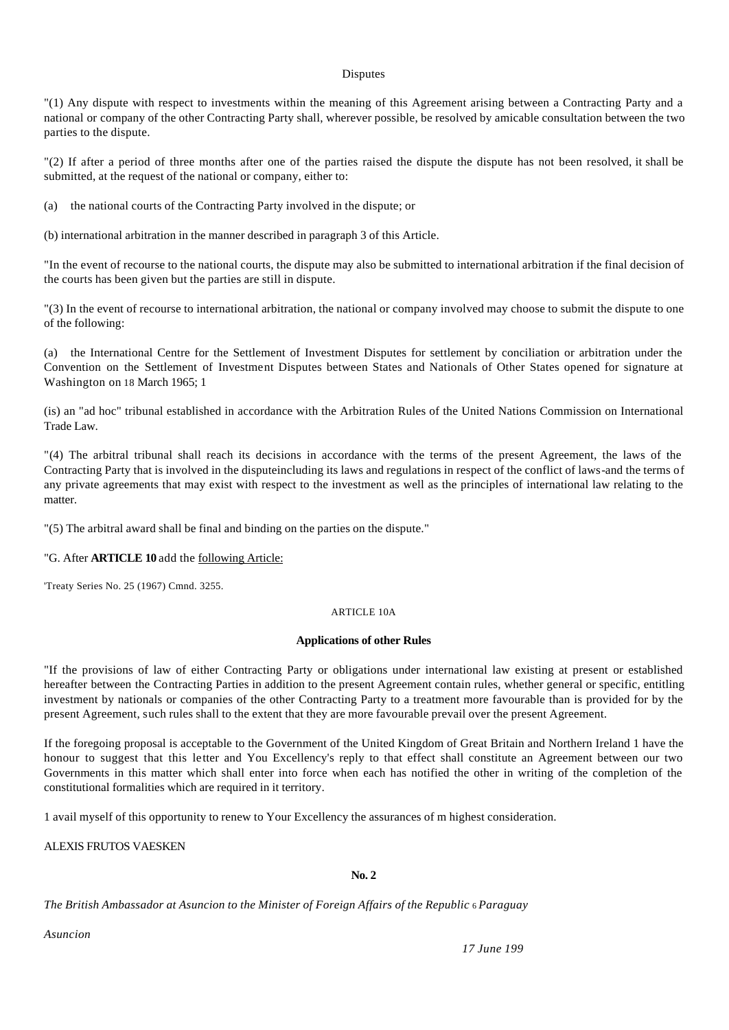Disputes

"(1) Any dispute with respect to investments within the meaning of this Agreement arising between a Contracting Party and a national or company of the other Contracting Party shall, wherever possible, be resolved by amicable consultation between the two parties to the dispute.

"(2) If after a period of three months after one of the parties raised the dispute the dispute has not been resolved, it shall be submitted, at the request of the national or company, either to:

(a) the national courts of the Contracting Party involved in the dispute; or

(b) international arbitration in the manner described in paragraph 3 of this Article.

"In the event of recourse to the national courts, the dispute may also be submitted to international arbitration if the final decision of the courts has been given but the parties are still in dispute.

"(3) In the event of recourse to international arbitration, the national or company involved may choose to submit the dispute to one of the following:

(a) the International Centre for the Settlement of Investment Disputes for settlement by conciliation or arbitration under the Convention on the Settlement of Investment Disputes between States and Nationals of Other States opened for signature at Washington on 18 March 1965; 1

(is) an "ad hoc" tribunal established in accordance with the Arbitration Rules of the United Nations Commission on International Trade Law.

"(4) The arbitral tribunal shall reach its decisions in accordance with the terms of the present Agreement, the laws of the Contracting Party that is involved in the disputeincluding its laws and regulations in respect of the conflict of laws-and the terms of any private agreements that may exist with respect to the investment as well as the principles of international law relating to the matter.

"(5) The arbitral award shall be final and binding on the parties on the dispute."

"G. After **ARTICLE 10** add the following Article:

'Treaty Series No. 25 (1967) Cmnd. 3255.

ARTICLE 10A

**Applications of other Rules**

"If the provisions of law of either Contracting Party or obligations under international law existing at present or established hereafter between the Contracting Parties in addition to the present Agreement contain rules, whether general or specific, entitling investment by nationals or companies of the other Contracting Party to a treatment more favourable than is provided for by the present Agreement, such rules shall to the extent that they are more favourable prevail over the present Agreement.

If the foregoing proposal is acceptable to the Government of the United Kingdom of Great Britain and Northern Ireland 1 have the honour to suggest that this letter and You Excellency's reply to that effect shall constitute an Agreement between our two Governments in this matter which shall enter into force when each has notified the other in writing of the completion of the constitutional formalities which are required in it territory.

1 avail myself of this opportunity to renew to Your Excellency the assurances of m highest consideration.

ALEXIS FRUTOS VAESKEN

**No. 2**

*The British Ambassador at Asuncion to the Minister of Foreign Affairs of the Republic 6 Paraguay*

*Asuncion*

*17 June 199*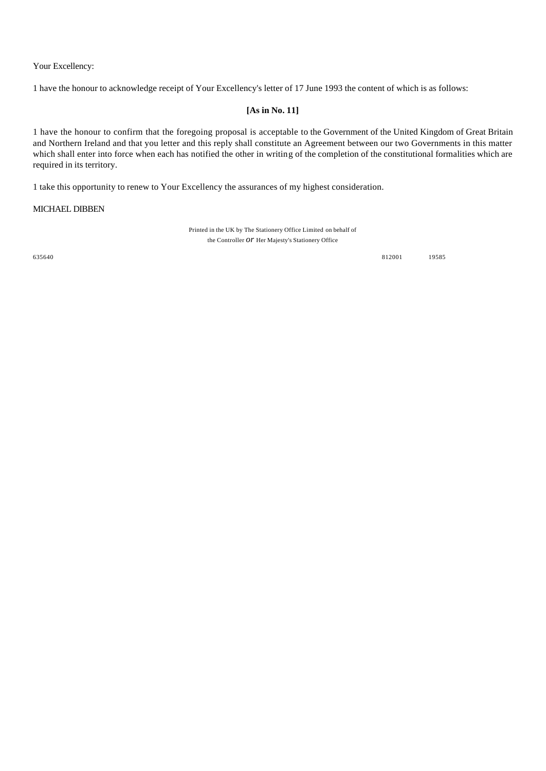Your Excellency:

1 have the honour to acknowledge receipt of Your Excellency's letter of 17 June 1993 the content of which is as follows:

**[As in No. 11]**

1 have the honour to confirm that the foregoing proposal is acceptable to the Government of the United Kingdom of Great Britain and Northern Ireland and that you letter and this reply shall constitute an Agreement between our two Governments in this matter which shall enter into force when each has notified the other in writing of the completion of the constitutional formalities which are required in its territory.

1 take this opportunity to renew to Your Excellency the assurances of my highest consideration.

MICHAEL DIBBEN

Printed in the UK by The Stationery Office Limited on behalf of
the Controller *or* Her Majesty's Stationery Office

635640 812001 19585